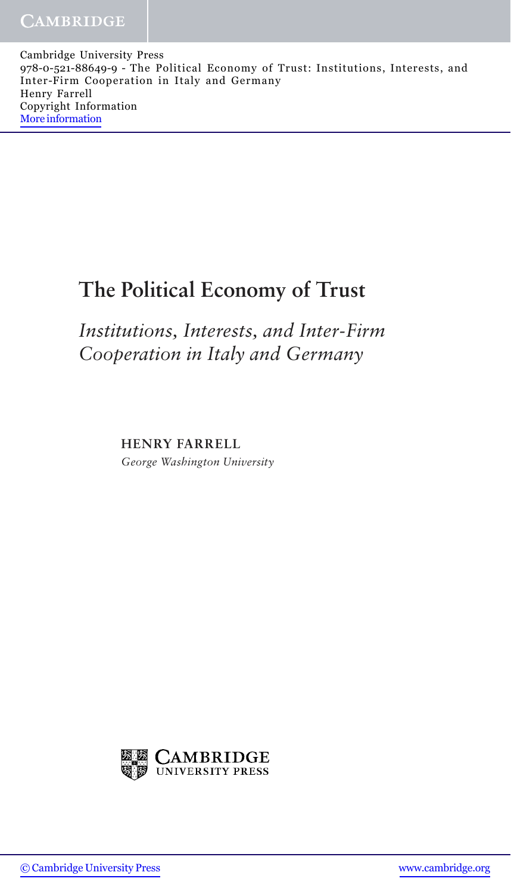Cambridge University Press
978-0-521-88649-9 - The Political Economy of Trust: Institutions, Interests, and Inter-Firm Cooperation in Italy and Germany
Henry Farrell
Copyright Information
More information

# The Political Economy of Trust

## *Institutions, Interests, and Inter-Firm Cooperation in Italy and Germany*

**HENRY FARRELL**

*George Washington University*

CAMBRIDGE UNIVERSITY PRESS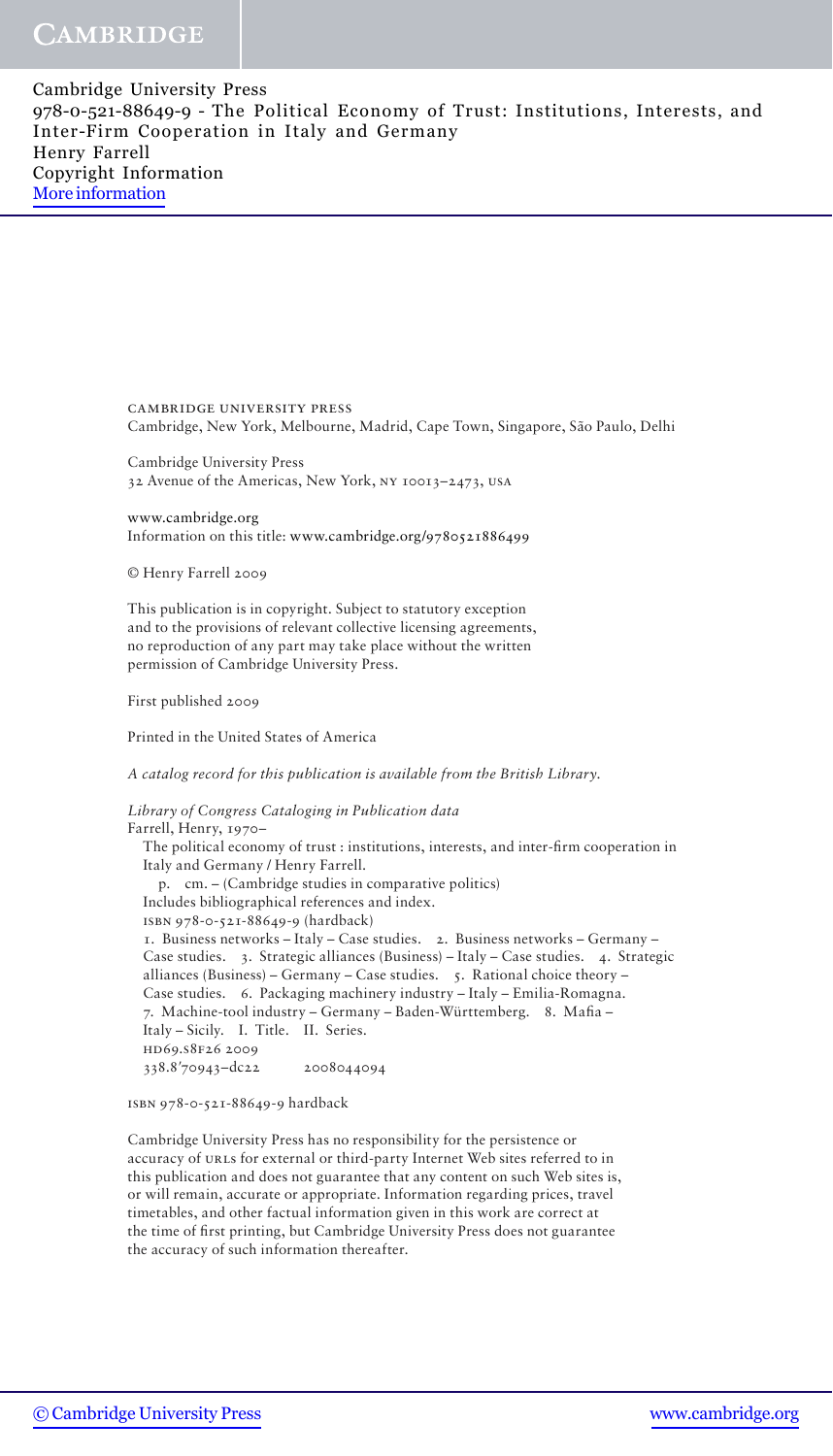CAMBRIDGE UNIVERSITY PRESS
Cambridge, New York, Melbourne, Madrid, Cape Town, Singapore, São Paulo, Delhi

Cambridge University Press
32 Avenue of the Americas, New York, NY 10013–2473, USA

www.cambridge.org
Information on this title: www.cambridge.org/9780521886499

© Henry Farrell 2009

This publication is in copyright. Subject to statutory exception
and to the provisions of relevant collective licensing agreements,
no reproduction of any part may take place without the written
permission of Cambridge University Press.

First published 2009

Printed in the United States of America

*A catalog record for this publication is available from the British Library.*

*Library of Congress Cataloging in Publication data*
Farrell, Henry, 1970–
The political economy of trust : institutions, interests, and inter-firm cooperation in Italy and Germany / Henry Farrell.
p. cm. – (Cambridge studies in comparative politics)
Includes bibliographical references and index.
ISBN 978-0-521-88649-9 (hardback)
1. Business networks – Italy – Case studies. 2. Business networks – Germany – Case studies. 3. Strategic alliances (Business) – Italy – Case studies. 4. Strategic alliances (Business) – Germany – Case studies. 5. Rational choice theory – Case studies. 6. Packaging machinery industry – Italy – Emilia-Romagna. 7. Machine-tool industry – Germany – Baden-Württemberg. 8. Mafia – Italy – Sicily. I. Title. II. Series.
HD69.S8F26 2009
338.8′70943–dc22 2008044094

ISBN 978-0-521-88649-9 hardback

Cambridge University Press has no responsibility for the persistence or accuracy of URLs for external or third-party Internet Web sites referred to in this publication and does not guarantee that any content on such Web sites is, or will remain, accurate or appropriate. Information regarding prices, travel timetables, and other factual information given in this work are correct at the time of first printing, but Cambridge University Press does not guarantee the accuracy of such information thereafter.